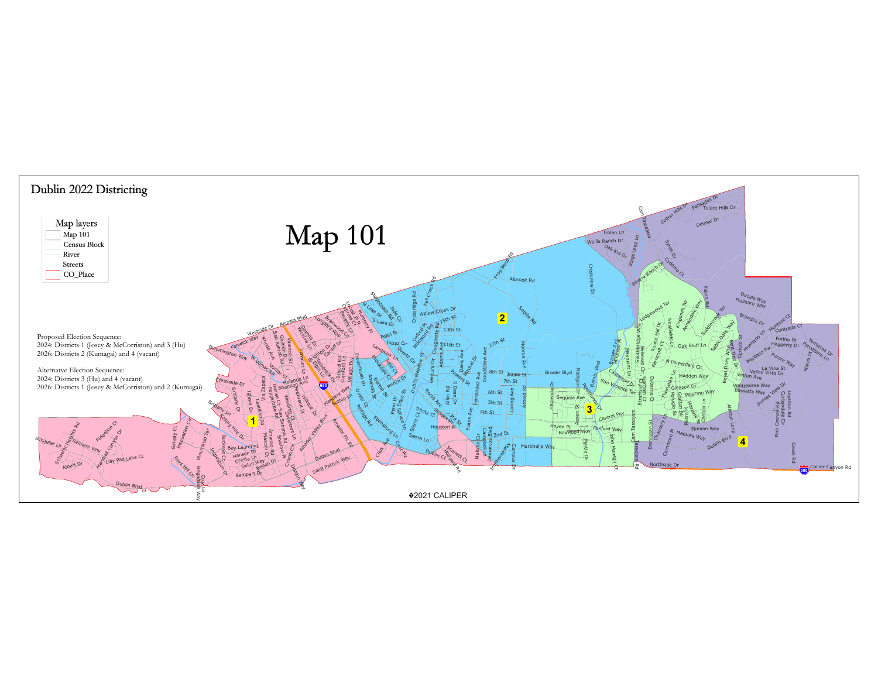# Dublin 2022 Districting

## Map 101

Map layers
- Map 101
- Census Block
- River
- Streets
- CO_Place

Proposed Election Sequence:
2024: Districts 1 (Josey & McCorriston) and 3 (Hu)
2026: Districts 2 (Kumagai) and 4 (vacant)

Alternatve Election Sequence:
2024: Districts 3 (Hu) and 4 (vacant)
2026: Districts 1 (Josey & McCorriston) and 2 (Kumagai)

©2021 CALIPER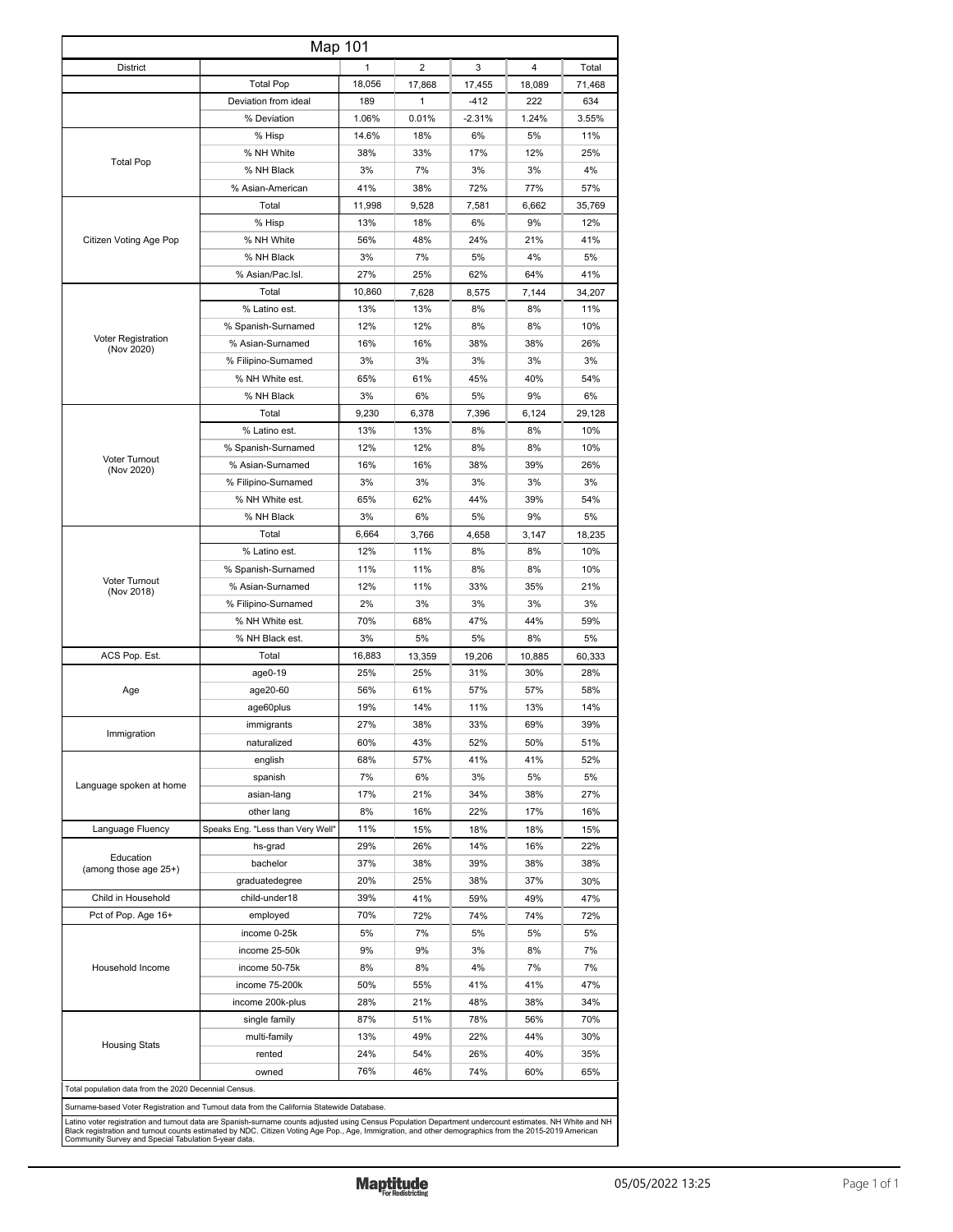| Map 101 | | | | | | |
|---|---|---|---|---|---|---|
| District | | 1 | 2 | 3 | 4 | Total |
| | Total Pop | 18,056 | 17,868 | 17,455 | 18,089 | 71,468 |
| | Deviation from ideal | 189 | 1 | -412 | 222 | 634 |
| | % Deviation | 1.06% | 0.01% | -2.31% | 1.24% | 3.55% |
| Total Pop | % Hisp | 14.6% | 18% | 6% | 5% | 11% |
| | % NH White | 38% | 33% | 17% | 12% | 25% |
| | % NH Black | 3% | 7% | 3% | 3% | 4% |
| | % Asian-American | 41% | 38% | 72% | 77% | 57% |
| Citizen Voting Age Pop | Total | 11,998 | 9,528 | 7,581 | 6,662 | 35,769 |
| | % Hisp | 13% | 18% | 6% | 9% | 12% |
| | % NH White | 56% | 48% | 24% | 21% | 41% |
| | % NH Black | 3% | 7% | 5% | 4% | 5% |
| | % Asian/Pac.Isl. | 27% | 25% | 62% | 64% | 41% |
| Voter Registration (Nov 2020) | Total | 10,860 | 7,628 | 8,575 | 7,144 | 34,207 |
| | % Latino est. | 13% | 13% | 8% | 8% | 11% |
| | % Spanish-Surnamed | 12% | 12% | 8% | 8% | 10% |
| | % Asian-Surnamed | 16% | 16% | 38% | 38% | 26% |
| | % Filipino-Surnamed | 3% | 3% | 3% | 3% | 3% |
| | % NH White est. | 65% | 61% | 45% | 40% | 54% |
| | % NH Black | 3% | 6% | 5% | 9% | 6% |
| Voter Turnout (Nov 2020) | Total | 9,230 | 6,378 | 7,396 | 6,124 | 29,128 |
| | % Latino est. | 13% | 13% | 8% | 8% | 10% |
| | % Spanish-Surnamed | 12% | 12% | 8% | 8% | 10% |
| | % Asian-Surnamed | 16% | 16% | 38% | 39% | 26% |
| | % Filipino-Surnamed | 3% | 3% | 3% | 3% | 3% |
| | % NH White est. | 65% | 62% | 44% | 39% | 54% |
| | % NH Black | 3% | 6% | 5% | 9% | 5% |
| Voter Turnout (Nov 2018) | Total | 6,664 | 3,766 | 4,658 | 3,147 | 18,235 |
| | % Latino est. | 12% | 11% | 8% | 8% | 10% |
| | % Spanish-Surnamed | 11% | 11% | 8% | 8% | 10% |
| | % Asian-Surnamed | 12% | 11% | 33% | 35% | 21% |
| | % Filipino-Surnamed | 2% | 3% | 3% | 3% | 3% |
| | % NH White est. | 70% | 68% | 47% | 44% | 59% |
| | % NH Black est. | 3% | 5% | 5% | 8% | 5% |
| ACS Pop. Est. | Total | 16,883 | 13,359 | 19,206 | 10,885 | 60,333 |
| Age | age0-19 | 25% | 25% | 31% | 30% | 28% |
| | age20-60 | 56% | 61% | 57% | 57% | 58% |
| | age60plus | 19% | 14% | 11% | 13% | 14% |
| Immigration | immigrants | 27% | 38% | 33% | 69% | 39% |
| | naturalized | 60% | 43% | 52% | 50% | 51% |
| Language spoken at home | english | 68% | 57% | 41% | 41% | 52% |
| | spanish | 7% | 6% | 3% | 5% | 5% |
| | asian-lang | 17% | 21% | 34% | 38% | 27% |
| | other lang | 8% | 16% | 22% | 17% | 16% |
| Language Fluency | Speaks Eng. "Less than Very Well" | 11% | 15% | 18% | 18% | 15% |
| Education (among those age 25+) | hs-grad | 29% | 26% | 14% | 16% | 22% |
| | bachelor | 37% | 38% | 39% | 38% | 38% |
| | graduatedegree | 20% | 25% | 38% | 37% | 30% |
| Child in Household | child-under18 | 39% | 41% | 59% | 49% | 47% |
| Pct of Pop. Age 16+ | employed | 70% | 72% | 74% | 74% | 72% |
| Household Income | income 0-25k | 5% | 7% | 5% | 5% | 5% |
| | income 25-50k | 9% | 9% | 3% | 8% | 7% |
| | income 50-75k | 8% | 8% | 4% | 7% | 7% |
| | income 75-200k | 50% | 55% | 41% | 41% | 47% |
| | income 200k-plus | 28% | 21% | 48% | 38% | 34% |
| Housing Stats | single family | 87% | 51% | 78% | 56% | 70% |
| | multi-family | 13% | 49% | 22% | 44% | 30% |
| | rented | 24% | 54% | 26% | 40% | 35% |
| | owned | 76% | 46% | 74% | 60% | 65% |

Total population data from the 2020 Decennial Census.

Surname-based Voter Registration and Turnout data from the California Statewide Database.

Latino voter registration and turnout data are Spanish-surname counts adjusted using Census Population Department undercount estimates. NH White and NH Black registration and turnout counts estimated by NDC. Citizen Voting Age Pop., Age, Immigration, and other demographics from the 2015-2019 American Community Survey and Special Tabulation 5-year data.

Maptitude For Redistricting

05/05/2022 13:25